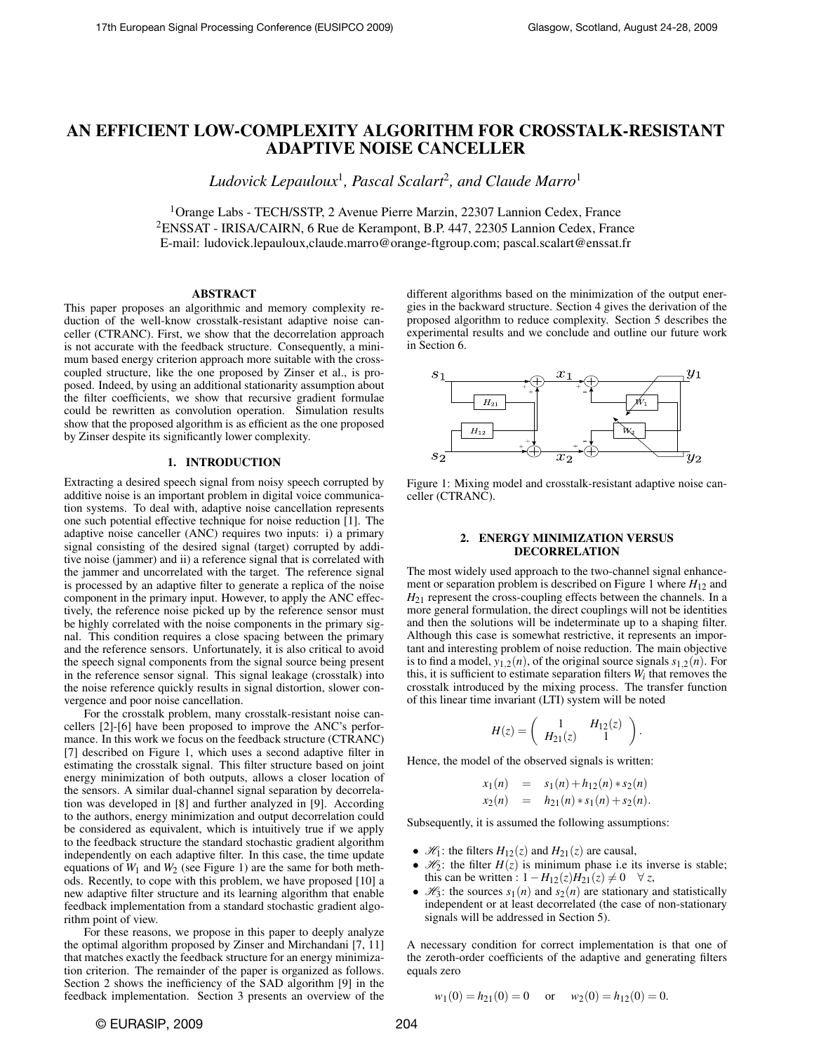# AN EFFICIENT LOW-COMPLEXITY ALGORITHM FOR CROSSTALK-RESISTANT ADAPTIVE NOISE CANCELLER

*Ludovick Lepauloux*[1], *Pascal Scalart*[2], *and Claude Marro*[1]

[1]Orange Labs - TECH/SSTP, 2 Avenue Pierre Marzin, 22307 Lannion Cedex, France
[2]ENSSAT - IRISA/CAIRN, 6 Rue de Kerampont, B.P. 447, 22305 Lannion Cedex, France
E-mail: ludovick.lepauloux,claude.marro@orange-ftgroup.com; pascal.scalart@enssat.fr

## ABSTRACT

This paper proposes an algorithmic and memory complexity reduction of the well-know crosstalk-resistant adaptive noise canceller (CTRANC). First, we show that the decorrelation approach is not accurate with the feedback structure. Consequently, a minimum based energy criterion approach more suitable with the cross-coupled structure, like the one proposed by Zinser et al., is proposed. Indeed, by using an additional stationarity assumption about the filter coefficients, we show that recursive gradient formulae could be rewritten as convolution operation. Simulation results show that the proposed algorithm is as efficient as the one proposed by Zinser despite its significantly lower complexity.

## 1. INTRODUCTION

Extracting a desired speech signal from noisy speech corrupted by additive noise is an important problem in digital voice communication systems. To deal with, adaptive noise cancellation represents one such potential effective technique for noise reduction [1]. The adaptive noise canceller (ANC) requires two inputs: i) a primary signal consisting of the desired signal (target) corrupted by additive noise (jammer) and ii) a reference signal that is correlated with the jammer and uncorrelated with the target. The reference signal is processed by an adaptive filter to generate a replica of the noise component in the primary input. However, to apply the ANC effectively, the reference noise picked up by the reference sensor must be highly correlated with the noise components in the primary signal. This condition requires a close spacing between the primary and the reference sensors. Unfortunately, it is also critical to avoid the speech signal components from the signal source being present in the reference sensor signal. This signal leakage (crosstalk) into the noise reference quickly results in signal distortion, slower convergence and poor noise cancellation.

For the crosstalk problem, many crosstalk-resistant noise cancellers [2]-[6] have been proposed to improve the ANC's performance. In this work we focus on the feedback structure (CTRANC) [7] described on Figure 1, which uses a second adaptive filter in estimating the crosstalk signal. This filter structure based on joint energy minimization of both outputs, allows a closer location of the sensors. A similar dual-channel signal separation by decorrelation was developed in [8] and further analyzed in [9]. According to the authors, energy minimization and output decorrelation could be considered as equivalent, which is intuitively true if we apply to the feedback structure the standard stochastic gradient algorithm independently on each adaptive filter. In this case, the time update equations of $W_1$ and $W_2$ (see Figure 1) are the same for both methods. Recently, to cope with this problem, we have proposed [10] a new adaptive filter structure and its learning algorithm that enable feedback implementation from a standard stochastic gradient algorithm point of view.

For these reasons, we propose in this paper to deeply analyze the optimal algorithm proposed by Zinser and Mirchandani [7, 11] that matches exactly the feedback structure for an energy minimization criterion. The remainder of the paper is organized as follows. Section 2 shows the inefficiency of the SAD algorithm [9] in the feedback implementation. Section 3 presents an overview of the different algorithms based on the minimization of the output energies in the backward structure. Section 4 gives the derivation of the proposed algorithm to reduce complexity. Section 5 describes the experimental results and we conclude and outline our future work in Section 6.

Figure 1: Mixing model and crosstalk-resistant adaptive noise canceller (CTRANC).

## 2. ENERGY MINIMIZATION VERSUS DECORRELATION

The most widely used approach to the two-channel signal enhancement or separation problem is described on Figure 1 where $H_{12}$ and $H_{21}$ represent the cross-coupling effects between the channels. In a more general formulation, the direct couplings will not be identities and then the solutions will be indeterminate up to a shaping filter. Although this case is somewhat restrictive, it represents an important and interesting problem of noise reduction. The main objective is to find a model, $y_{1,2}(n)$, of the original source signals $s_{1,2}(n)$. For this, it is sufficient to estimate separation filters $W_i$ that removes the crosstalk introduced by the mixing process. The transfer function of this linear time invariant (LTI) system will be noted

$$H(z) = \begin{pmatrix} 1 & H_{12}(z) \\ H_{21}(z) & 1 \end{pmatrix}.$$

Hence, the model of the observed signals is written:

$$\begin{aligned} x_1(n) &= s_1(n) + h_{12}(n) * s_2(n) \\ x_2(n) &= h_{21}(n) * s_1(n) + s_2(n). \end{aligned}$$

Subsequently, it is assumed the following assumptions:

- $\mathscr{H}_1$: the filters $H_{12}(z)$ and $H_{21}(z)$ are causal,
- $\mathscr{H}_2$: the filter $H(z)$ is minimum phase i.e its inverse is stable; this can be written : $1 - H_{12}(z)H_{21}(z) \neq 0 \quad \forall z$,
- $\mathscr{H}_3$: the sources $s_1(n)$ and $s_2(n)$ are stationary and statistically independent or at least decorrelated (the case of non-stationary signals will be addressed in Section 5).

A necessary condition for correct implementation is that one of the zeroth-order coefficients of the adaptive and generating filters equals zero

$$w_1(0) = h_{21}(0) = 0 \quad \text{or} \quad w_2(0) = h_{12}(0) = 0.$$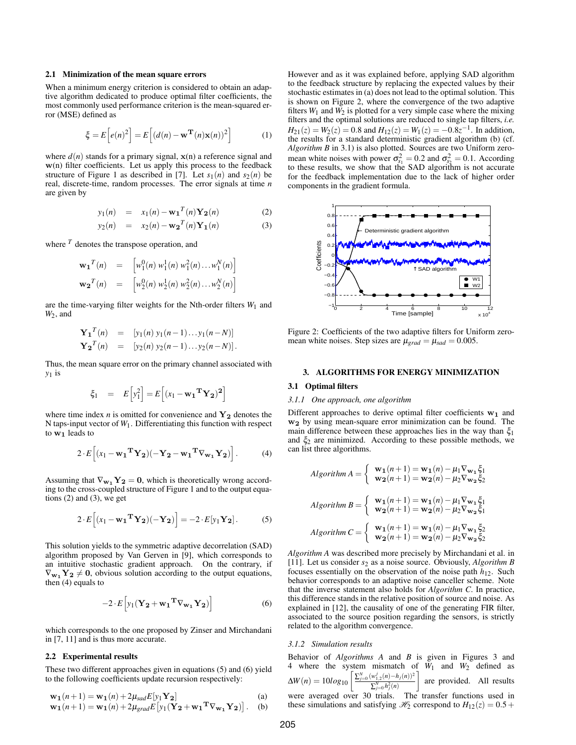### 2.1 Minimization of the mean square errors

When a minimum energy criterion is considered to obtain an adaptive algorithm dedicated to produce optimal filter coefficients, the most commonly used performance criterion is the mean-squared error (MSE) defined as

$$\xi = E\left[e(n)^2\right] = E\left[(d(n) - \mathbf{w}^{\mathbf{T}}(n)\mathbf{x}(n))^2\right] \tag{1}$$

where $d(n)$ stands for a primary signal, $\mathbf{x}(n)$ a reference signal and $\mathbf{w}(n)$ filter coefficients. Let us apply this process to the feedback structure of Figure 1 as described in [7]. Let $s_1(n)$ and $s_2(n)$ be real, discrete-time, random processes. The error signals at time $n$ are given by

$$y_1(n) = x_1(n) - \mathbf{w_1}^T(n)\mathbf{Y_2}(n) \tag{2}$$

$$y_2(n) = x_2(n) - \mathbf{w_2}^T(n)\mathbf{Y_1}(n) \tag{3}$$

where $^T$ denotes the transpose operation, and

$$\mathbf{w_1}^T(n) = \left[w_1^0(n)\, w_1^1(n)\, w_1^2(n) \ldots w_1^N(n)\right]$$

$$\mathbf{w_2}^T(n) = \left[w_2^0(n)\, w_2^1(n)\, w_2^2(n) \ldots w_2^N(n)\right]$$

are the time-varying filter weights for the Nth-order filters $W_1$ and $W_2$, and

$$\mathbf{Y_1}^T(n) = [y_1(n)\, y_1(n-1) \ldots y_1(n-N)]$$

$$\mathbf{Y_2}^T(n) = [y_2(n)\, y_2(n-1) \ldots y_2(n-N)].$$

Thus, the mean square error on the primary channel associated with $y_1$ is

$$\xi_1 = E\left[y_1^2\right] = E\left[(x_1 - \mathbf{w_1}^{\mathbf{T}}\mathbf{Y_2})^{\mathbf{2}}\right]$$

where time index $n$ is omitted for convenience and $\mathbf{Y_2}$ denotes the N taps-input vector of $W_1$. Differentiating this function with respect to $\mathbf{w_1}$ leads to

$$2 \cdot E\left[(x_1 - \mathbf{w_1}^{\mathbf{T}}\mathbf{Y_2})(-\mathbf{Y_2} - \mathbf{w_1}^{\mathbf{T}}\nabla_{\mathbf{w_1}}\mathbf{Y_2})\right]. \tag{4}$$

Assuming that $\nabla_{\mathbf{w_1}}\mathbf{Y_2} = \mathbf{0}$, which is theoretically wrong according to the cross-coupled structure of Figure 1 and to the output equations (2) and (3), we get

$$2 \cdot E\left[(x_1 - \mathbf{w_1}^{\mathbf{T}}\mathbf{Y_2})(-\mathbf{Y_2})\right] = -2 \cdot E[y_1\mathbf{Y_2}]. \tag{5}$$

This solution yields to the symmetric adaptive decorrelation (SAD) algorithm proposed by Van Gerven in [9], which corresponds to an intuitive stochastic gradient approach. On the contrary, if $\nabla_{\mathbf{w_1}}\mathbf{Y_2} \neq \mathbf{0}$, obvious solution according to the output equations, then (4) equals to

$$-2 \cdot E\left[y_1(\mathbf{Y_2} + \mathbf{w_1}^{\mathbf{T}}\nabla_{\mathbf{w_1}}\mathbf{Y_2})\right] \tag{6}$$

which corresponds to the one proposed by Zinser and Mirchandani in [7, 11] and is thus more accurate.

### 2.2 Experimental results

These two different approaches given in equations (5) and (6) yield to the following coefficients update recursion respectively:

$$\mathbf{w_1}(n+1) = \mathbf{w_1}(n) + 2\mu_{sad}E[y_1\mathbf{Y_2}] \tag{a}$$

$$\mathbf{w_1}(n+1) = \mathbf{w_1}(n) + 2\mu_{grad}E\left[y_1(\mathbf{Y_2} + \mathbf{w_1}^{\mathbf{T}}\nabla_{\mathbf{w_1}}\mathbf{Y_2})\right]. \tag{b}$$

However and as it was explained before, applying SAD algorithm to the feedback structure by replacing the expected values by their stochastic estimates in (a) does not lead to the optimal solution. This is shown on Figure 2, where the convergence of the two adaptive filters $W_1$ and $W_2$ is plotted for a very simple case where the mixing filters and the optimal solutions are reduced to single tap filters, *i.e.* $H_{21}(z) = W_2(z) = 0.8$ and $H_{12}(z) = W_1(z) = -0.8z^{-1}$. In addition, the results for a standard deterministic gradient algorithm (b) (cf. *Algorithm B* in 3.1) is also plotted. Sources are two Uniform zero-mean white noises with power $\sigma_{s_1}^2 = 0.2$ and $\sigma_{s_2}^2 = 0.1$. According to these results, we show that the SAD algorithm is not accurate for the feedback implementation due to the lack of higher order components in the gradient formula.

Figure 2: Coefficients of the two adaptive filters for Uniform zero-mean white noises. Step sizes are $\mu_{grad} = \mu_{sad} = 0.005$.

## 3. ALGORITHMS FOR ENERGY MINIMIZATION

### 3.1 Optimal filters

#### *3.1.1 One approach, one algorithm*

Different approaches to derive optimal filter coefficients $\mathbf{w_1}$ and $\mathbf{w_2}$ by using mean-square error minimization can be found. The main difference between these approaches lies in the way than $\xi_1$ and $\xi_2$ are minimized. According to these possible methods, we can list three algorithms.

$$Algorithm\ A = \begin{cases} \mathbf{w_1}(n+1) = \mathbf{w_1}(n) - \mu_1\nabla_{\mathbf{w_1}}\xi_1 \\ \mathbf{w_2}(n+1) = \mathbf{w_2}(n) - \mu_2\nabla_{\mathbf{w_2}}\xi_2 \end{cases}$$

$$Algorithm\ B = \begin{cases} \mathbf{w_1}(n+1) = \mathbf{w_1}(n) - \mu_1\nabla_{\mathbf{w_1}}\xi_1 \\ \mathbf{w_2}(n+1) = \mathbf{w_2}(n) - \mu_2\nabla_{\mathbf{w_2}}\xi_1 \end{cases}$$

$$Algorithm\ C = \begin{cases} \mathbf{w_1}(n+1) = \mathbf{w_1}(n) - \mu_1\nabla_{\mathbf{w_1}}\xi_2 \\ \mathbf{w_2}(n+1) = \mathbf{w_2}(n) - \mu_2\nabla_{\mathbf{w_2}}\xi_2 \end{cases}$$

*Algorithm A* was described more precisely by Mirchandani et al. in [11]. Let us consider $s_2$ as a noise source. Obviously, *Algorithm B* focuses essentially on the observation of the noise path $h_{12}$. Such behavior corresponds to an adaptive noise canceller scheme. Note that the inverse statement also holds for *Algorithm C*. In practice, this difference stands in the relative position of source and noise. As explained in [12], the causality of one of the generating FIR filter, associated to the source position regarding the sensors, is strictly related to the algorithm convergence.

#### *3.1.2 Simulation results*

Behavior of *Algorithms A* and *B* is given in Figures 3 and 4 where the system mismatch of $W_1$ and $W_2$ defined as $\Delta W(n) = 10log_{10}\left[\frac{\sum_{j=0}^{N}(w_{1,2}^j(n)-h_j(n))^2}{\sum_{j=0}^{N}h_j^2(n)}\right]$ are provided. All results were averaged over 30 trials. The transfer functions used in these simulations and satisfying $\mathscr{H}_2$ correspond to $H_{12}(z) = 0.5 +$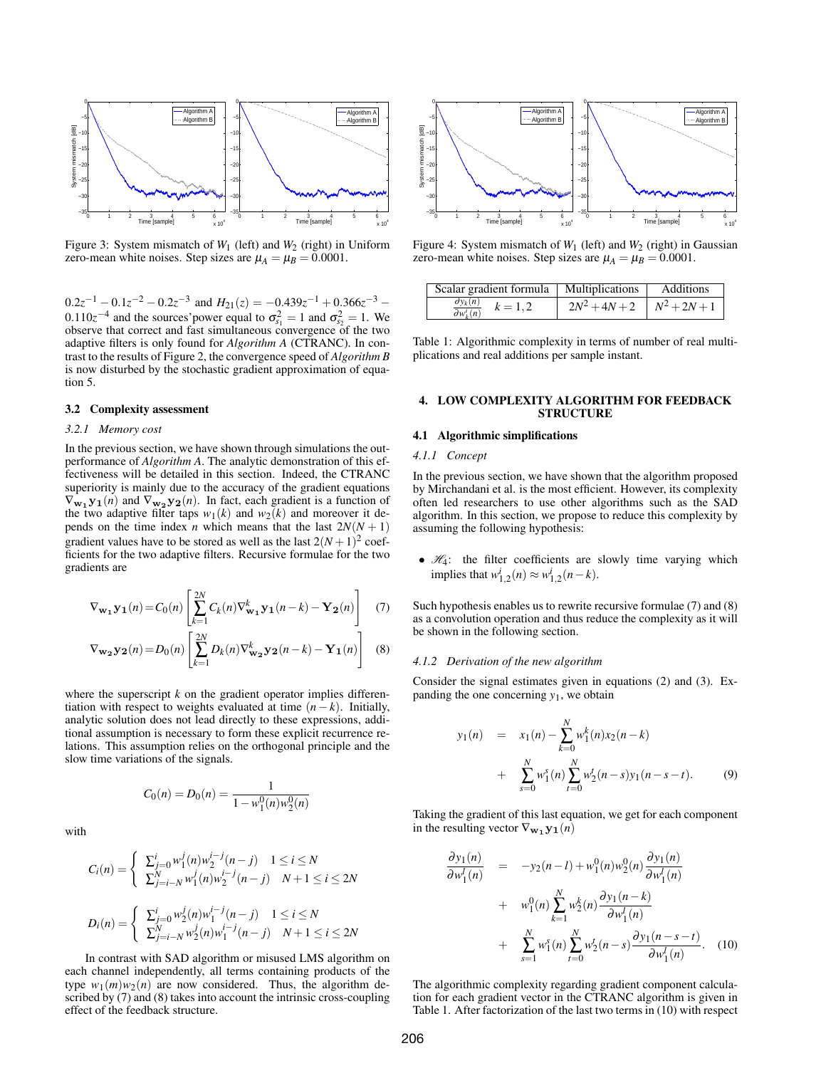Figure 3: System mismatch of $W_1$ (left) and $W_2$ (right) in Uniform zero-mean white noises. Step sizes are $\mu_A = \mu_B = 0.0001$.

$0.2z^{-1} - 0.1z^{-2} - 0.2z^{-3}$ and $H_{21}(z) = -0.439z^{-1} + 0.366z^{-3} - 0.110z^{-4}$ and the sources'power equal to $\sigma_{s_1}^2 = 1$ and $\sigma_{s_2}^2 = 1$. We observe that correct and fast simultaneous convergence of the two adaptive filters is only found for *Algorithm A* (CTRANC). In contrast to the results of Figure 2, the convergence speed of *Algorithm B* is now disturbed by the stochastic gradient approximation of equation 5.

### 3.2 Complexity assessment

#### 3.2.1 Memory cost

In the previous section, we have shown through simulations the outperformance of *Algorithm A*. The analytic demonstration of this effectiveness will be detailed in this section. Indeed, the CTRANC superiority is mainly due to the accuracy of the gradient equations $\nabla_{\mathbf{w_1}}\mathbf{y_1}(n)$ and $\nabla_{\mathbf{w_2}}\mathbf{y_2}(n)$. In fact, each gradient is a function of the two adaptive filter taps $w_1(k)$ and $w_2(k)$ and moreover it depends on the time index $n$ which means that the last $2N(N+1)$ gradient values have to be stored as well as the last $2(N+1)^2$ coefficients for the two adaptive filters. Recursive formulae for the two gradients are

$$\nabla_{\mathbf{w_1}}\mathbf{y_1}(n) = C_0(n)\left[\sum_{k=1}^{2N} C_k(n)\nabla_{\mathbf{w_1}}^k\mathbf{y_1}(n-k) - \mathbf{Y_2}(n)\right] \quad (7)$$

$$\nabla_{\mathbf{w_2}}\mathbf{y_2}(n) = D_0(n)\left[\sum_{k=1}^{2N} D_k(n)\nabla_{\mathbf{w_2}}^k\mathbf{y_2}(n-k) - \mathbf{Y_1}(n)\right] \quad (8)$$

where the superscript $k$ on the gradient operator implies differentiation with respect to weights evaluated at time $(n-k)$. Initially, analytic solution does not lead directly to these expressions, additional assumption is necessary to form these explicit recurrence relations. This assumption relies on the orthogonal principle and the slow time variations of the signals.

$$C_0(n) = D_0(n) = \frac{1}{1 - w_1^0(n)w_2^0(n)}$$

with

$$C_i(n) = \begin{cases} \sum_{j=0}^{i} w_1^j(n)w_2^{i-j}(n-j) & 1 \le i \le N \\ \sum_{j=i-N}^{N} w_1^j(n)w_2^{i-j}(n-j) & N+1 \le i \le 2N \end{cases}$$

$$D_i(n) = \begin{cases} \sum_{j=0}^{i} w_2^j(n)w_1^{i-j}(n-j) & 1 \le i \le N \\ \sum_{j=i-N}^{N} w_2^j(n)w_1^{i-j}(n-j) & N+1 \le i \le 2N \end{cases}$$

In contrast with SAD algorithm or misused LMS algorithm on each channel independently, all terms containing products of the type $w_1(m)w_2(n)$ are now considered. Thus, the algorithm described by (7) and (8) takes into account the intrinsic cross-coupling effect of the feedback structure.

Figure 4: System mismatch of $W_1$ (left) and $W_2$ (right) in Gaussian zero-mean white noises. Step sizes are $\mu_A = \mu_B = 0.0001$.

| Scalar gradient formula | Multiplications | Additions |
|---|---|---|
| $\frac{\partial y_k(n)}{\partial w_k^i(n)} \quad k = 1,2$ | $2N^2 + 4N + 2$ | $N^2 + 2N + 1$ |

Table 1: Algorithmic complexity in terms of number of real multiplications and real additions per sample instant.

## 4. LOW COMPLEXITY ALGORITHM FOR FEEDBACK STRUCTURE

### 4.1 Algorithmic simplifications

#### 4.1.1 Concept

In the previous section, we have shown that the algorithm proposed by Mirchandani et al. is the most efficient. However, its complexity often led researchers to use other algorithms such as the SAD algorithm. In this section, we propose to reduce this complexity by assuming the following hypothesis:

- $\mathscr{H}_4$: the filter coefficients are slowly time varying which implies that $w_{1,2}^i(n) \approx w_{1,2}^i(n-k)$.

Such hypothesis enables us to rewrite recursive formulae (7) and (8) as a convolution operation and thus reduce the complexity as it will be shown in the following section.

#### 4.1.2 Derivation of the new algorithm

Consider the signal estimates given in equations (2) and (3). Expanding the one concerning $y_1$, we obtain

$$\begin{aligned} y_1(n) &= x_1(n) - \sum_{k=0}^{N} w_1^k(n)x_2(n-k) \\ &+ \sum_{s=0}^{N} w_1^s(n) \sum_{t=0}^{N} w_2^t(n-s)y_1(n-s-t). \end{aligned} \quad (9)$$

Taking the gradient of this last equation, we get for each component in the resulting vector $\nabla_{\mathbf{w_1}}\mathbf{y_1}(n)$

$$\begin{aligned} \frac{\partial y_1(n)}{\partial w_1^l(n)} &= -y_2(n-l) + w_1^0(n)w_2^0(n)\frac{\partial y_1(n)}{\partial w_1^l(n)} \\ &+ w_1^0(n)\sum_{k=1}^{N} w_2^k(n)\frac{\partial y_1(n-k)}{\partial w_1^l(n)} \\ &+ \sum_{s=1}^{N} w_1^s(n)\sum_{t=0}^{N} w_2^t(n-s)\frac{\partial y_1(n-s-t)}{\partial w_1^l(n)}. \end{aligned} \quad (10)$$

The algorithmic complexity regarding gradient component calculation for each gradient vector in the CTRANC algorithm is given in Table 1. After factorization of the last two terms in (10) with respect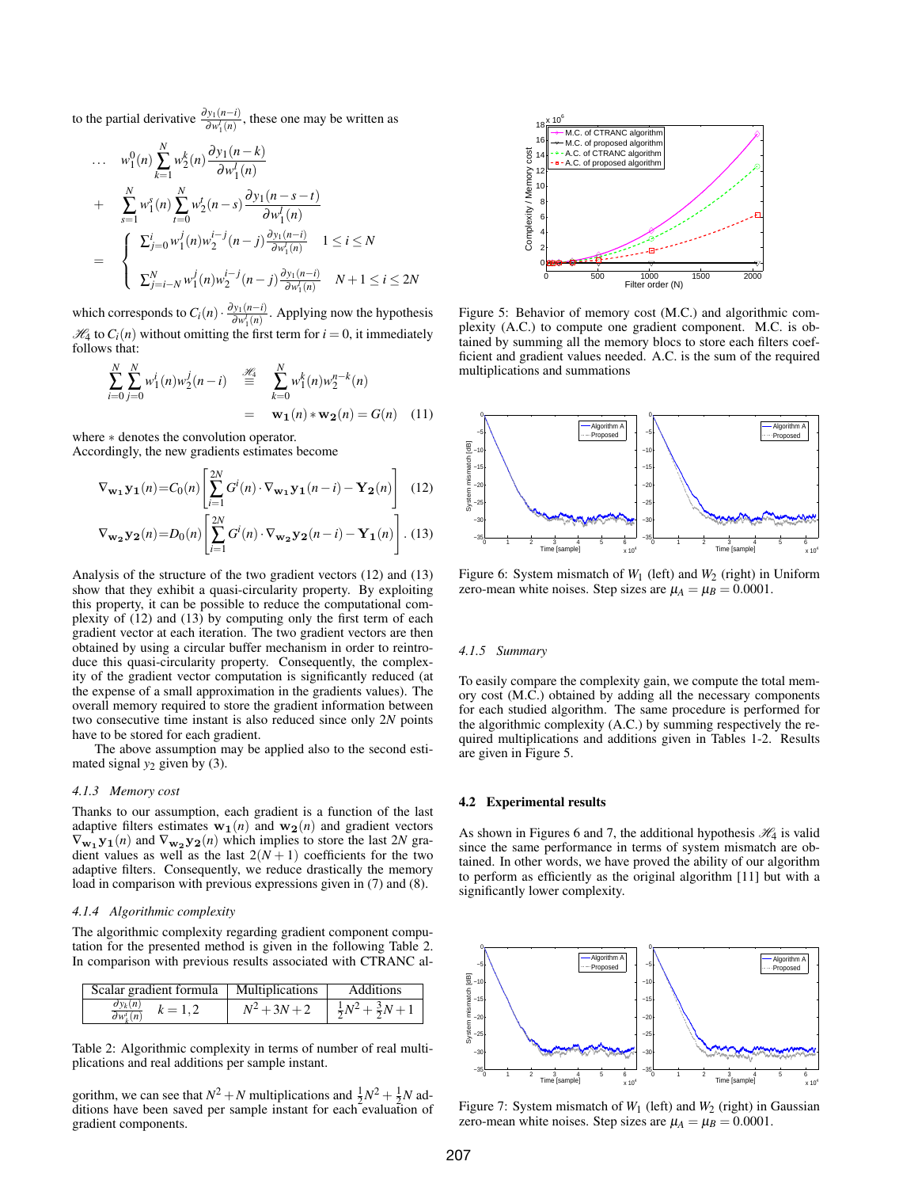to the partial derivative $\frac{\partial y_1(n-i)}{\partial w_1^l(n)}$, these one may be written as

$$
\begin{aligned}
\ldots \quad & w_1^0(n) \sum_{k=1}^{N} w_2^k(n) \frac{\partial y_1(n-k)}{\partial w_1^l(n)} \\
+ \quad & \sum_{s=1}^{N} w_1^s(n) \sum_{t=0}^{N} w_2^t(n-s) \frac{\partial y_1(n-s-t)}{\partial w_1^l(n)} \\
= \quad & \begin{cases} \sum_{j=0}^{i} w_1^j(n) w_2^{i-j}(n-j) \frac{\partial y_1(n-i)}{\partial w_1^l(n)} & 1 \leq i \leq N \\ \sum_{j=i-N}^{N} w_1^j(n) w_2^{i-j}(n-j) \frac{\partial y_1(n-i)}{\partial w_1^l(n)} & N+1 \leq i \leq 2N \end{cases}
\end{aligned}
$$

which corresponds to $C_i(n) \cdot \frac{\partial y_1(n-i)}{\partial w_1^l(n)}$. Applying now the hypothesis $\mathscr{H}_4$ to $C_i(n)$ without omitting the first term for $i = 0$, it immediately follows that:

$$
\begin{aligned}
\sum_{i=0}^{N} \sum_{j=0}^{N} w_1^i(n) w_2^j(n-i) & \stackrel{\mathscr{H}_4}{\equiv} \sum_{k=0}^{N} w_1^k(n) w_2^{n-k}(n) \\
& = \mathbf{w_1}(n) * \mathbf{w_2}(n) = G(n) \quad (11)
\end{aligned}
$$

where $*$ denotes the convolution operator.
Accordingly, the new gradients estimates become

$$
\nabla_{\mathbf{w_1}} \mathbf{y_1}(n) = C_0(n) \left[ \sum_{i=1}^{2N} G^i(n) \cdot \nabla_{\mathbf{w_1}} \mathbf{y_1}(n-i) - \mathbf{Y_2}(n) \right] \quad (12)
$$

$$
\nabla_{\mathbf{w_2}} \mathbf{y_2}(n) = D_0(n) \left[ \sum_{i=1}^{2N} G^i(n) \cdot \nabla_{\mathbf{w_2}} \mathbf{y_2}(n-i) - \mathbf{Y_1}(n) \right]. \quad (13)
$$

Analysis of the structure of the two gradient vectors (12) and (13) show that they exhibit a quasi-circularity property. By exploiting this property, it can be possible to reduce the computational complexity of (12) and (13) by computing only the first term of each gradient vector at each iteration. The two gradient vectors are then obtained by using a circular buffer mechanism in order to reintroduce this quasi-circularity property. Consequently, the complexity of the gradient vector computation is significantly reduced (at the expense of a small approximation in the gradients values). The overall memory required to store the gradient information between two consecutive time instant is also reduced since only $2N$ points have to be stored for each gradient.

The above assumption may be applied also to the second estimated signal $y_2$ given by (3).

#### 4.1.3 Memory cost

Thanks to our assumption, each gradient is a function of the last adaptive filters estimates $\mathbf{w_1}(n)$ and $\mathbf{w_2}(n)$ and gradient vectors $\nabla_{\mathbf{w_1}} \mathbf{y_1}(n)$ and $\nabla_{\mathbf{w_2}} \mathbf{y_2}(n)$ which implies to store the last $2N$ gradient values as well as the last $2(N+1)$ coefficients for the two adaptive filters. Consequently, we reduce drastically the memory load in comparison with previous expressions given in (7) and (8).

#### 4.1.4 Algorithmic complexity

The algorithmic complexity regarding gradient component computation for the presented method is given in the following Table 2. In comparison with previous results associated with CTRANC algorithm, we can see that $N^2 + N$ multiplications and $\frac{1}{2}N^2 + \frac{1}{2}N$ additions have been saved per sample instant for each evaluation of gradient components.

| Scalar gradient formula | Multiplications | Additions |
|---|---|---|
| $\frac{\partial y_k(n)}{\partial w_k^l(n)} \quad k = 1,2$ | $N^2 + 3N + 2$ | $\frac{1}{2}N^2 + \frac{3}{2}N + 1$ |

Table 2: Algorithmic complexity in terms of number of real multiplications and real additions per sample instant.

Figure 5: Behavior of memory cost (M.C.) and algorithmic complexity (A.C.) to compute one gradient component. M.C. is obtained by summing all the memory blocs to store each filters coefficient and gradient values needed. A.C. is the sum of the required multiplications and summations

Figure 6: System mismatch of $W_1$ (left) and $W_2$ (right) in Uniform zero-mean white noises. Step sizes are $\mu_A = \mu_B = 0.0001$.

#### 4.1.5 Summary

To easily compare the complexity gain, we compute the total memory cost (M.C.) obtained by adding all the necessary components for each studied algorithm. The same procedure is performed for the algorithmic complexity (A.C.) by summing respectively the required multiplications and additions given in Tables 1-2. Results are given in Figure 5.

### 4.2 Experimental results

As shown in Figures 6 and 7, the additional hypothesis $\mathscr{H}_4$ is valid since the same performance in terms of system mismatch are obtained. In other words, we have proved the ability of our algorithm to perform as efficiently as the original algorithm [11] but with a significantly lower complexity.

Figure 7: System mismatch of $W_1$ (left) and $W_2$ (right) in Gaussian zero-mean white noises. Step sizes are $\mu_A = \mu_B = 0.0001$.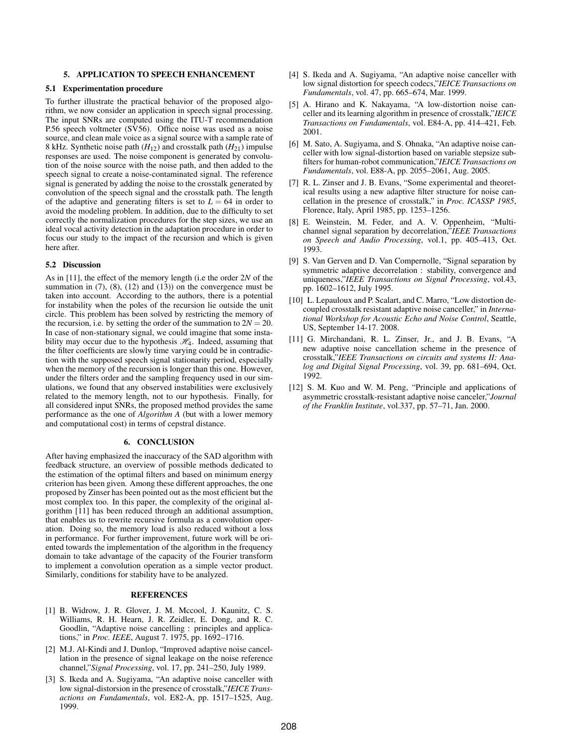## 5. APPLICATION TO SPEECH ENHANCEMENT

### 5.1 Experimentation procedure

To further illustrate the practical behavior of the proposed algorithm, we now consider an application in speech signal processing. The input SNRs are computed using the ITU-T recommendation P.56 speech voltmeter (SV56). Office noise was used as a noise source, and clean male voice as a signal source with a sample rate of 8 kHz. Synthetic noise path ($H_{12}$) and crosstalk path ($H_{21}$) impulse responses are used. The noise component is generated by convolution of the noise source with the noise path, and then added to the speech signal to create a noise-contaminated signal. The reference signal is generated by adding the noise to the crosstalk generated by convolution of the speech signal and the crosstalk path. The length of the adaptive and generating filters is set to $L = 64$ in order to avoid the modeling problem. In addition, due to the difficulty to set correctly the normalization procedures for the step sizes, we use an ideal vocal activity detection in the adaptation procedure in order to focus our study to the impact of the recursion and which is given here after.

### 5.2 Discussion

As in [11], the effect of the memory length (i.e the order $2N$ of the summation in (7), (8), (12) and (13)) on the convergence must be taken into account. According to the authors, there is a potential for instability when the poles of the recursion lie outside the unit circle. This problem has been solved by restricting the memory of the recursion, i.e. by setting the order of the summation to $2N = 20$. In case of non-stationary signal, we could imagine that some instability may occur due to the hypothesis $\mathscr{H}_4$. Indeed, assuming that the filter coefficients are slowly time varying could be in contradiction with the supposed speech signal stationarity period, especially when the memory of the recursion is longer than this one. However, under the filters order and the sampling frequency used in our simulations, we found that any observed instabilities were exclusively related to the memory length, not to our hypothesis. Finally, for all considered input SNRs, the proposed method provides the same performance as the one of *Algorithm A* (but with a lower memory and computational cost) in terms of cepstral distance.

## 6. CONCLUSION

After having emphasized the inaccuracy of the SAD algorithm with feedback structure, an overview of possible methods dedicated to the estimation of the optimal filters and based on minimum energy criterion has been given. Among these different approaches, the one proposed by Zinser has been pointed out as the most efficient but the most complex too. In this paper, the complexity of the original algorithm [11] has been reduced through an additional assumption, that enables us to rewrite recursive formula as a convolution operation. Doing so, the memory load is also reduced without a loss in performance. For further improvement, future work will be oriented towards the implementation of the algorithm in the frequency domain to take advantage of the capacity of the Fourier transform to implement a convolution operation as a simple vector product. Similarly, conditions for stability have to be analyzed.

## REFERENCES

[1] B. Widrow, J. R. Glover, J. M. Mccool, J. Kaunitz, C. S. Williams, R. H. Hearn, J. R. Zeidler, E. Dong, and R. C. Goodlin, "Adaptive noise cancelling : principles and applications," in *Proc. IEEE*, August 7. 1975, pp. 1692–1716.

[2] M.J. Al-Kindi and J. Dunlop, "Improved adaptive noise cancellation in the presence of signal leakage on the noise reference channel,"*Signal Processing*, vol. 17, pp. 241–250, July 1989.

[3] S. Ikeda and A. Sugiyama, "An adaptive noise canceller with low signal-distorsion in the presence of crosstalk,"*IEICE Transactions on Fundamentals*, vol. E82-A, pp. 1517–1525, Aug. 1999.

[4] S. Ikeda and A. Sugiyama, "An adaptive noise canceller with low signal distortion for speech codecs,"*IEICE Transactions on Fundamentals*, vol. 47, pp. 665–674, Mar. 1999.

[5] A. Hirano and K. Nakayama, "A low-distortion noise canceller and its learning algorithm in presence of crosstalk,"*IEICE Transactions on Fundamentals*, vol. E84-A, pp. 414–421, Feb. 2001.

[6] M. Sato, A. Sugiyama, and S. Ohnaka, "An adaptive noise canceller with low signal-distortion based on variable stepsize subfilters for human-robot communication,"*IEICE Transactions on Fundamentals*, vol. E88-A, pp. 2055–2061, Aug. 2005.

[7] R. L. Zinser and J. B. Evans, "Some experimental and theoretical results using a new adaptive filter structure for noise cancellation in the presence of crosstalk," in *Proc. ICASSP 1985*, Florence, Italy, April 1985, pp. 1253–1256.

[8] E. Weinstein, M. Feder, and A. V. Oppenheim, "Multichannel signal separation by decorrelation,"*IEEE Transactions on Speech and Audio Processing*, vol.1, pp. 405–413, Oct. 1993.

[9] S. Van Gerven and D. Van Compernolle, "Signal separation by symmetric adaptive decorrelation : stability, convergence and uniqueness,"*IEEE Transactions on Signal Processing*, vol.43, pp. 1602–1612, July 1995.

[10] L. Lepauloux and P. Scalart, and C. Marro, "Low distortion decoupled crosstalk resistant adaptive noise canceller," in *International Workshop for Acoustic Echo and Noise Control*, Seattle, US, September 14-17. 2008.

[11] G. Mirchandani, R. L. Zinser, Jr., and J. B. Evans, "A new adaptive noise cancellation scheme in the presence of crosstalk,"*IEEE Transactions on circuits and systems II: Analog and Digital Signal Processing*, vol. 39, pp. 681–694, Oct. 1992.

[12] S. M. Kuo and W. M. Peng, "Principle and applications of asymmetric crosstalk-resistant adaptive noise canceler,"*Journal of the Franklin Institute*, vol.337, pp. 57–71, Jan. 2000.